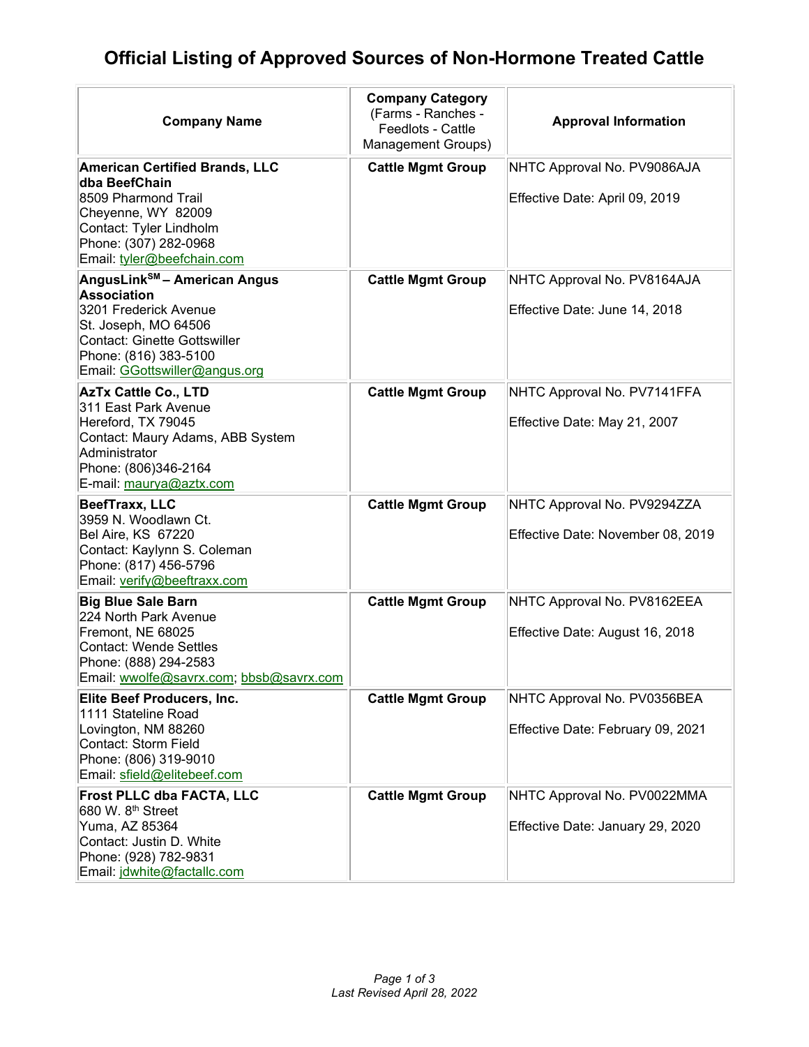# Official Listing of Approved Sources of Non-Hormone Treated Cattle

| Company Name | Company Category (Farms - Ranches - Feedlots - Cattle Management Groups) | Approval Information |
|---|---|---|
| **American Certified Brands, LLC dba BeefChain**<br>8509 Pharmond Trail<br>Cheyenne, WY 82009<br>Contact: Tyler Lindholm<br>Phone: (307) 282-0968<br>Email: tyler@beefchain.com | **Cattle Mgmt Group** | NHTC Approval No. PV9086AJA<br><br>Effective Date: April 09, 2019 |
| **AngusLink[SM] – American Angus Association**<br>3201 Frederick Avenue<br>St. Joseph, MO 64506<br>Contact: Ginette Gottswiller<br>Phone: (816) 383-5100<br>Email: GGottswiller@angus.org | **Cattle Mgmt Group** | NHTC Approval No. PV8164AJA<br><br>Effective Date: June 14, 2018 |
| **AzTx Cattle Co., LTD**<br>311 East Park Avenue<br>Hereford, TX 79045<br>Contact: Maury Adams, ABB System Administrator<br>Phone: (806)346-2164<br>E-mail: maurya@aztx.com | **Cattle Mgmt Group** | NHTC Approval No. PV7141FFA<br><br>Effective Date: May 21, 2007 |
| **BeefTraxx, LLC**<br>3959 N. Woodlawn Ct.<br>Bel Aire, KS 67220<br>Contact: Kaylynn S. Coleman<br>Phone: (817) 456-5796<br>Email: verify@beeftraxx.com | **Cattle Mgmt Group** | NHTC Approval No. PV9294ZZA<br><br>Effective Date: November 08, 2019 |
| **Big Blue Sale Barn**<br>224 North Park Avenue<br>Fremont, NE 68025<br>Contact: Wende Settles<br>Phone: (888) 294-2583<br>Email: wwolfe@savrx.com; bbsb@savrx.com | **Cattle Mgmt Group** | NHTC Approval No. PV8162EEA<br><br>Effective Date: August 16, 2018 |
| **Elite Beef Producers, Inc.**<br>1111 Stateline Road<br>Lovington, NM 88260<br>Contact: Storm Field<br>Phone: (806) 319-9010<br>Email: sfield@elitebeef.com | **Cattle Mgmt Group** | NHTC Approval No. PV0356BEA<br><br>Effective Date: February 09, 2021 |
| **Frost PLLC dba FACTA, LLC**<br>680 W. 8th Street<br>Yuma, AZ 85364<br>Contact: Justin D. White<br>Phone: (928) 782-9831<br>Email: jdwhite@factallc.com | **Cattle Mgmt Group** | NHTC Approval No. PV0022MMA<br><br>Effective Date: January 29, 2020 |

*Last Revised April 28, 2022*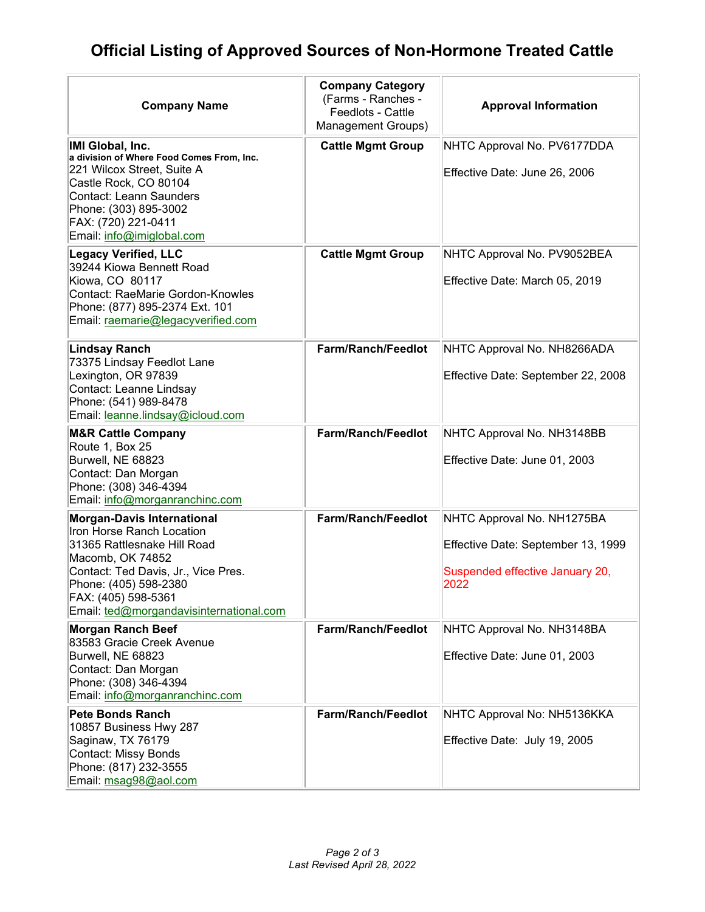# Official Listing of Approved Sources of Non-Hormone Treated Cattle

| Company Name | Company Category (Farms - Ranches - Feedlots - Cattle Management Groups) | Approval Information |
|---|---|---|
| **IMI Global, Inc.**<br>**a division of Where Food Comes From, Inc.**<br>221 Wilcox Street, Suite A<br>Castle Rock, CO 80104<br>Contact: Leann Saunders<br>Phone: (303) 895-3002<br>FAX: (720) 221-0411<br>Email: info@imiglobal.com | **Cattle Mgmt Group** | NHTC Approval No. PV6177DDA<br><br>Effective Date: June 26, 2006 |
| **Legacy Verified, LLC**<br>39244 Kiowa Bennett Road<br>Kiowa, CO 80117<br>Contact: RaeMarie Gordon-Knowles<br>Phone: (877) 895-2374 Ext. 101<br>Email: raemarie@legacyverified.com | **Cattle Mgmt Group** | NHTC Approval No. PV9052BEA<br><br>Effective Date: March 05, 2019 |
| **Lindsay Ranch**<br>73375 Lindsay Feedlot Lane<br>Lexington, OR 97839<br>Contact: Leanne Lindsay<br>Phone: (541) 989-8478<br>Email: leanne.lindsay@icloud.com | **Farm/Ranch/Feedlot** | NHTC Approval No. NH8266ADA<br><br>Effective Date: September 22, 2008 |
| **M&R Cattle Company**<br>Route 1, Box 25<br>Burwell, NE 68823<br>Contact: Dan Morgan<br>Phone: (308) 346-4394<br>Email: info@morganranchinc.com | **Farm/Ranch/Feedlot** | NHTC Approval No. NH3148BB<br><br>Effective Date: June 01, 2003 |
| **Morgan-Davis International**<br>Iron Horse Ranch Location<br>31365 Rattlesnake Hill Road<br>Macomb, OK 74852<br>Contact: Ted Davis, Jr., Vice Pres.<br>Phone: (405) 598-2380<br>FAX: (405) 598-5361<br>Email: ted@morgandavisinternational.com | **Farm/Ranch/Feedlot** | NHTC Approval No. NH1275BA<br><br>Effective Date: September 13, 1999<br><br>Suspended effective January 20, 2022 |
| **Morgan Ranch Beef**<br>83583 Gracie Creek Avenue<br>Burwell, NE 68823<br>Contact: Dan Morgan<br>Phone: (308) 346-4394<br>Email: info@morganranchinc.com | **Farm/Ranch/Feedlot** | NHTC Approval No. NH3148BA<br><br>Effective Date: June 01, 2003 |
| **Pete Bonds Ranch**<br>10857 Business Hwy 287<br>Saginaw, TX 76179<br>Contact: Missy Bonds<br>Phone: (817) 232-3555<br>Email: msag98@aol.com | **Farm/Ranch/Feedlot** | NHTC Approval No: NH5136KKA<br><br>Effective Date: July 19, 2005 |

*Last Revised April 28, 2022*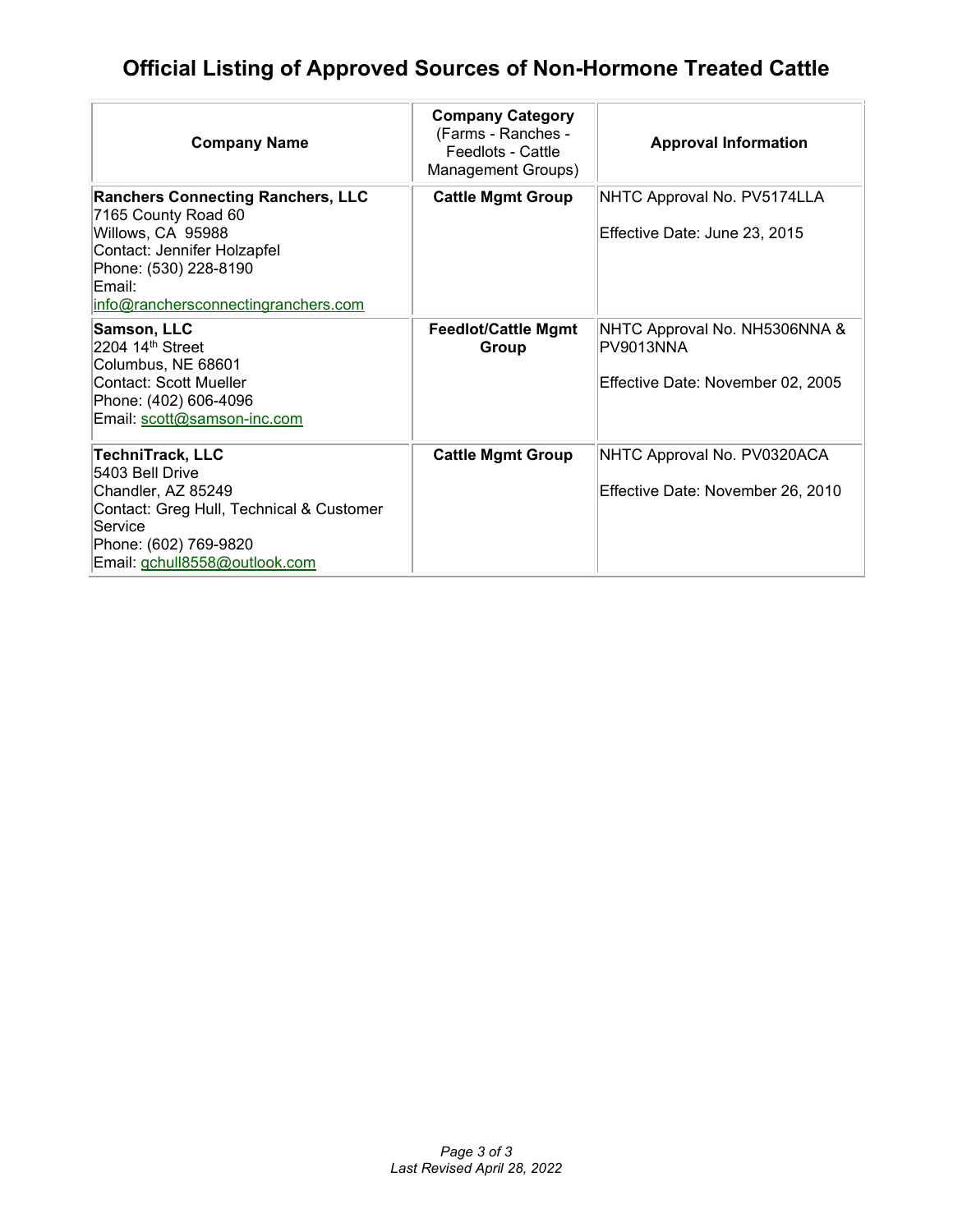# Official Listing of Approved Sources of Non-Hormone Treated Cattle

| Company Name | Company Category (Farms - Ranches - Feedlots - Cattle Management Groups) | Approval Information |
|---|---|---|
| **Ranchers Connecting Ranchers, LLC**<br>7165 County Road 60<br>Willows, CA 95988<br>Contact: Jennifer Holzapfel<br>Phone: (530) 228-8190<br>Email:<br>info@ranchersconnectingranchers.com | **Cattle Mgmt Group** | NHTC Approval No. PV5174LLA<br><br>Effective Date: June 23, 2015 |
| **Samson, LLC**<br>2204 14th Street<br>Columbus, NE 68601<br>Contact: Scott Mueller<br>Phone: (402) 606-4096<br>Email: scott@samson-inc.com | **Feedlot/Cattle Mgmt Group** | NHTC Approval No. NH5306NNA & PV9013NNA<br><br>Effective Date: November 02, 2005 |
| **TechniTrack, LLC**<br>5403 Bell Drive<br>Chandler, AZ 85249<br>Contact: Greg Hull, Technical & Customer Service<br>Phone: (602) 769-9820<br>Email: gchull8558@outlook.com | **Cattle Mgmt Group** | NHTC Approval No. PV0320ACA<br><br>Effective Date: November 26, 2010 |

*Last Revised April 28, 2022*